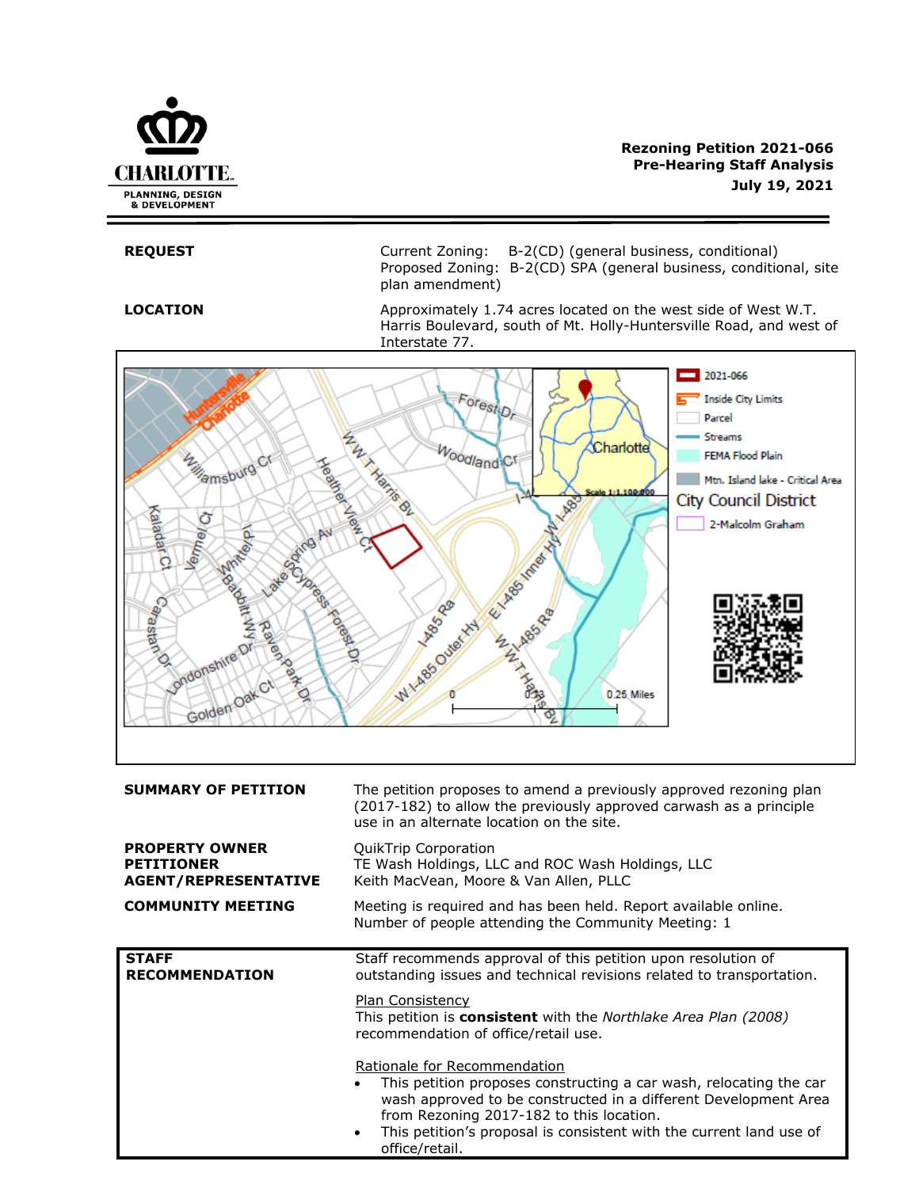CHARLOTTE.
PLANNING, DESIGN & DEVELOPMENT

**Rezoning Petition 2021-066**
**Pre-Hearing Staff Analysis**
**July 19, 2021**

| | |
|---|---|
| **REQUEST** | Current Zoning: B-2(CD) (general business, conditional)<br>Proposed Zoning: B-2(CD) SPA (general business, conditional, site plan amendment) |
| **LOCATION** | Approximately 1.74 acres located on the west side of West W.T. Harris Boulevard, south of Mt. Holly-Huntersville Road, and west of Interstate 77. |

| | |
|---|---|
| **SUMMARY OF PETITION** | The petition proposes to amend a previously approved rezoning plan (2017-182) to allow the previously approved carwash as a principle use in an alternate location on the site. |
| **PROPERTY OWNER** | QuikTrip Corporation |
| **PETITIONER** | TE Wash Holdings, LLC and ROC Wash Holdings, LLC |
| **AGENT/REPRESENTATIVE** | Keith MacVean, Moore & Van Allen, PLLC |
| **COMMUNITY MEETING** | Meeting is required and has been held. Report available online.<br>Number of people attending the Community Meeting: 1 |

**STAFF RECOMMENDATION**

Staff recommends approval of this petition upon resolution of outstanding issues and technical revisions related to transportation.

Plan Consistency

This petition is **consistent** with the *Northlake Area Plan (2008)* recommendation of office/retail use.

Rationale for Recommendation

- This petition proposes constructing a car wash, relocating the car wash approved to be constructed in a different Development Area from Rezoning 2017-182 to this location.
- This petition's proposal is consistent with the current land use of office/retail.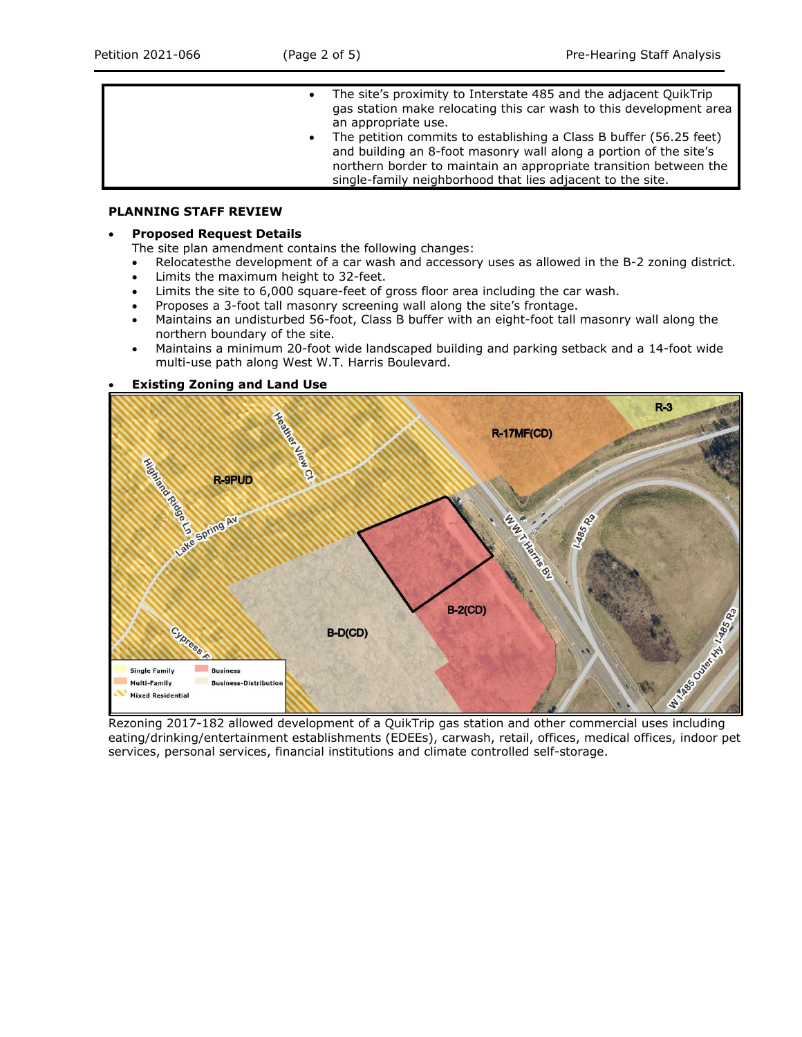| | |
|---|---|
| | • The site's proximity to Interstate 485 and the adjacent QuikTrip gas station make relocating this car wash to this development area an appropriate use.<br>• The petition commits to establishing a Class B buffer (56.25 feet) and building an 8-foot masonry wall along a portion of the site's northern border to maintain an appropriate transition between the single-family neighborhood that lies adjacent to the site. |

**PLANNING STAFF REVIEW**

- **Proposed Request Details**

  The site plan amendment contains the following changes:
  - Relocatesthe development of a car wash and accessory uses as allowed in the B-2 zoning district.
  - Limits the maximum height to 32-feet.
  - Limits the site to 6,000 square-feet of gross floor area including the car wash.
  - Proposes a 3-foot tall masonry screening wall along the site's frontage.
  - Maintains an undisturbed 56-foot, Class B buffer with an eight-foot tall masonry wall along the northern boundary of the site.
  - Maintains a minimum 20-foot wide landscaped building and parking setback and a 14-foot wide multi-use path along West W.T. Harris Boulevard.

- **Existing Zoning and Land Use**

Rezoning 2017-182 allowed development of a QuikTrip gas station and other commercial uses including eating/drinking/entertainment establishments (EDEEs), carwash, retail, offices, medical offices, indoor pet services, personal services, financial institutions and climate controlled self-storage.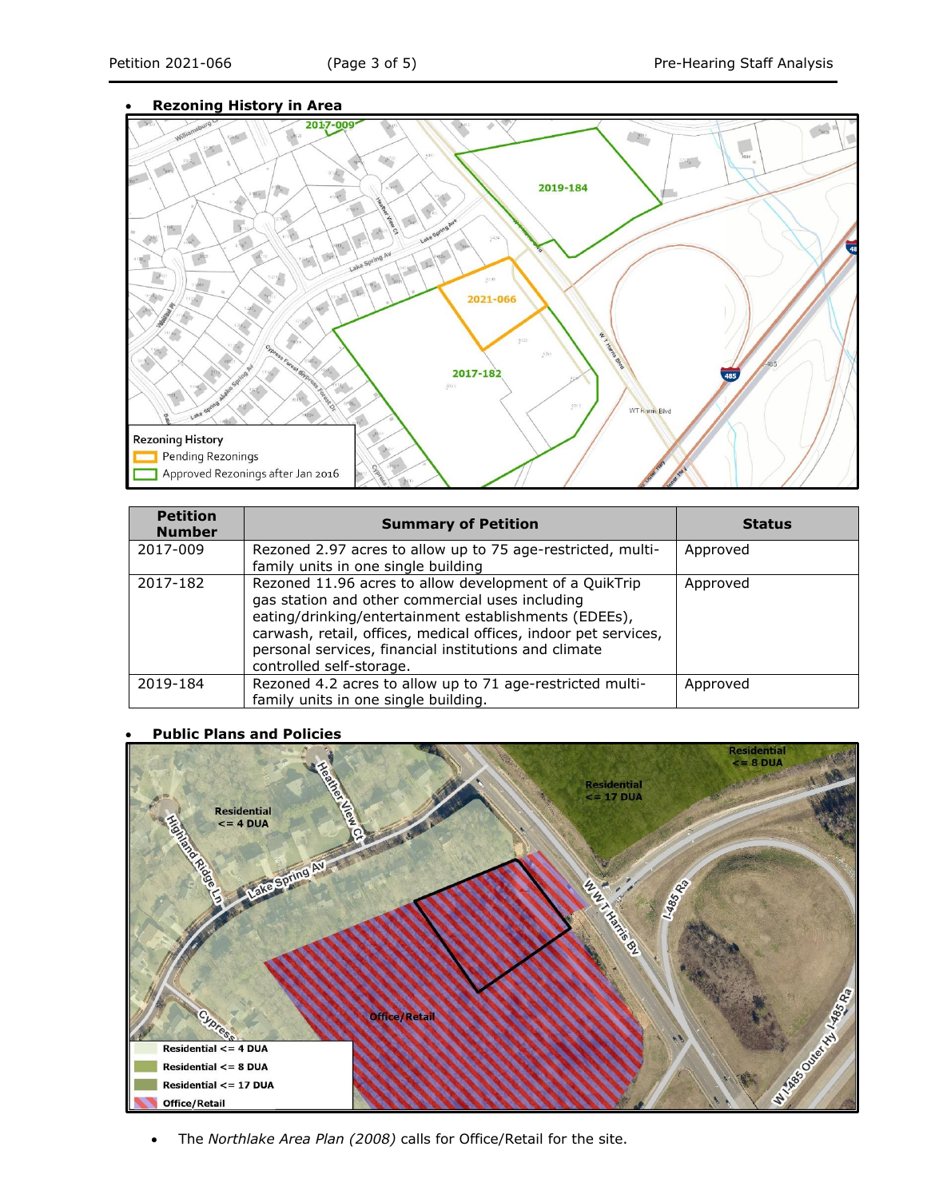- **Rezoning History in Area**

| Petition Number | Summary of Petition | Status |
|---|---|---|
| 2017-009 | Rezoned 2.97 acres to allow up to 75 age-restricted, multi-family units in one single building | Approved |
| 2017-182 | Rezoned 11.96 acres to allow development of a QuikTrip gas station and other commercial uses including eating/drinking/entertainment establishments (EDEEs), carwash, retail, offices, medical offices, indoor pet services, personal services, financial institutions and climate controlled self-storage. | Approved |
| 2019-184 | Rezoned 4.2 acres to allow up to 71 age-restricted multi-family units in one single building. | Approved |

- **Public Plans and Policies**

- The *Northlake Area Plan (2008)* calls for Office/Retail for the site.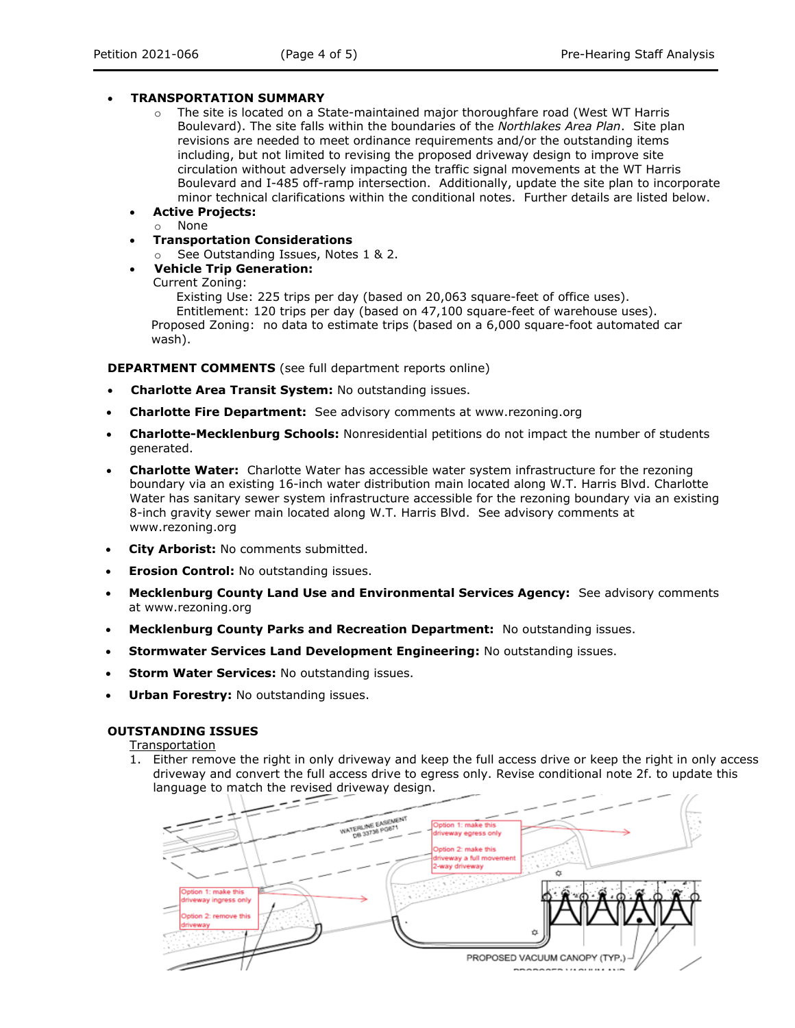- **TRANSPORTATION SUMMARY**
  - The site is located on a State-maintained major thoroughfare road (West WT Harris Boulevard). The site falls within the boundaries of the *Northlakes Area Plan*. Site plan revisions are needed to meet ordinance requirements and/or the outstanding items including, but not limited to revising the proposed driveway design to improve site circulation without adversely impacting the traffic signal movements at the WT Harris Boulevard and I-485 off-ramp intersection. Additionally, update the site plan to incorporate minor technical clarifications within the conditional notes. Further details are listed below.
- **Active Projects:**
  - None
- **Transportation Considerations**
  - See Outstanding Issues, Notes 1 & 2.
- **Vehicle Trip Generation:**

  Current Zoning:

  Existing Use: 225 trips per day (based on 20,063 square-feet of office uses).

  Entitlement: 120 trips per day (based on 47,100 square-feet of warehouse uses).

  Proposed Zoning: no data to estimate trips (based on a 6,000 square-foot automated car wash).

**DEPARTMENT COMMENTS** (see full department reports online)

- **Charlotte Area Transit System:** No outstanding issues.
- **Charlotte Fire Department:** See advisory comments at www.rezoning.org
- **Charlotte-Mecklenburg Schools:** Nonresidential petitions do not impact the number of students generated.
- **Charlotte Water:** Charlotte Water has accessible water system infrastructure for the rezoning boundary via an existing 16-inch water distribution main located along W.T. Harris Blvd. Charlotte Water has sanitary sewer system infrastructure accessible for the rezoning boundary via an existing 8-inch gravity sewer main located along W.T. Harris Blvd. See advisory comments at www.rezoning.org
- **City Arborist:** No comments submitted.
- **Erosion Control:** No outstanding issues.
- **Mecklenburg County Land Use and Environmental Services Agency:** See advisory comments at www.rezoning.org
- **Mecklenburg County Parks and Recreation Department:** No outstanding issues.
- **Stormwater Services Land Development Engineering:** No outstanding issues.
- **Storm Water Services:** No outstanding issues.
- **Urban Forestry:** No outstanding issues.

**OUTSTANDING ISSUES**

Transportation

1. Either remove the right in only driveway and keep the full access drive or keep the right in only access driveway and convert the full access drive to egress only. Revise conditional note 2f. to update this language to match the revised driveway design.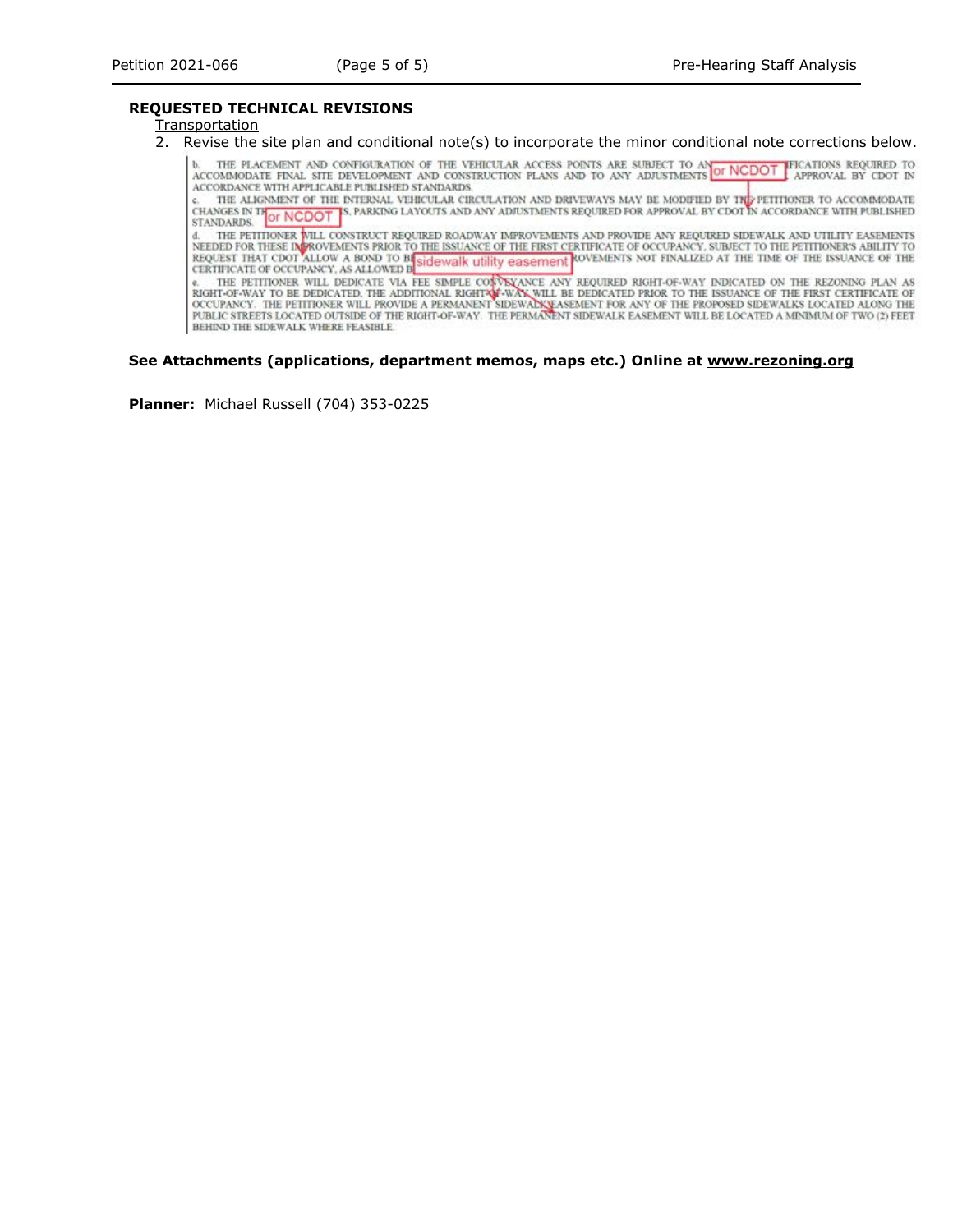## REQUESTED TECHNICAL REVISIONS

Transportation

2. Revise the site plan and conditional note(s) to incorporate the minor conditional note corrections below.

b. THE PLACEMENT AND CONFIGURATION OF THE VEHICULAR ACCESS POINTS ARE SUBJECT TO AN[or NCDOT]IFICATIONS REQUIRED TO ACCOMMODATE FINAL SITE DEVELOPMENT AND CONSTRUCTION PLANS AND TO ANY ADJUSTMENTS [or NCDOT] APPROVAL BY CDOT IN ACCORDANCE WITH APPLICABLE PUBLISHED STANDARDS.

c. THE ALIGNMENT OF THE INTERNAL VEHICULAR CIRCULATION AND DRIVEWAYS MAY BE MODIFIED BY THE PETITIONER TO ACCOMMODATE CHANGES IN T[or NCDOT]S, PARKING LAYOUTS AND ANY ADJUSTMENTS REQUIRED FOR APPROVAL BY CDOT IN ACCORDANCE WITH PUBLISHED STANDARDS.

d. THE PETITIONER WILL CONSTRUCT REQUIRED ROADWAY IMPROVEMENTS AND PROVIDE ANY REQUIRED SIDEWALK AND UTILITY EASEMENTS NEEDED FOR THESE IMPROVEMENTS PRIOR TO THE ISSUANCE OF THE FIRST CERTIFICATE OF OCCUPANCY, SUBJECT TO THE PETITIONER'S ABILITY TO REQUEST THAT CDOT ALLOW A BOND TO B[sidewalk utility easement]ROVEMENTS NOT FINALIZED AT THE TIME OF THE ISSUANCE OF THE CERTIFICATE OF OCCUPANCY, AS ALLOWED B

e. THE PETITIONER WILL DEDICATE VIA FEE SIMPLE CONVEYANCE ANY REQUIRED RIGHT-OF-WAY INDICATED ON THE REZONING PLAN AS RIGHT-OF-WAY TO BE DEDICATED. THE ADDITIONAL RIGHT-OF-WAY WILL BE DEDICATED PRIOR TO THE ISSUANCE OF THE FIRST CERTIFICATE OF OCCUPANCY. THE PETITIONER WILL PROVIDE A PERMANENT SIDEWALK EASEMENT FOR ANY OF THE PROPOSED SIDEWALKS LOCATED ALONG THE PUBLIC STREETS LOCATED OUTSIDE OF THE RIGHT-OF-WAY. THE PERMANENT SIDEWALK EASEMENT WILL BE LOCATED A MINIMUM OF TWO (2) FEET BEHIND THE SIDEWALK WHERE FEASIBLE.

**See Attachments (applications, department memos, maps etc.) Online at www.rezoning.org**

**Planner:** Michael Russell (704) 353-0225